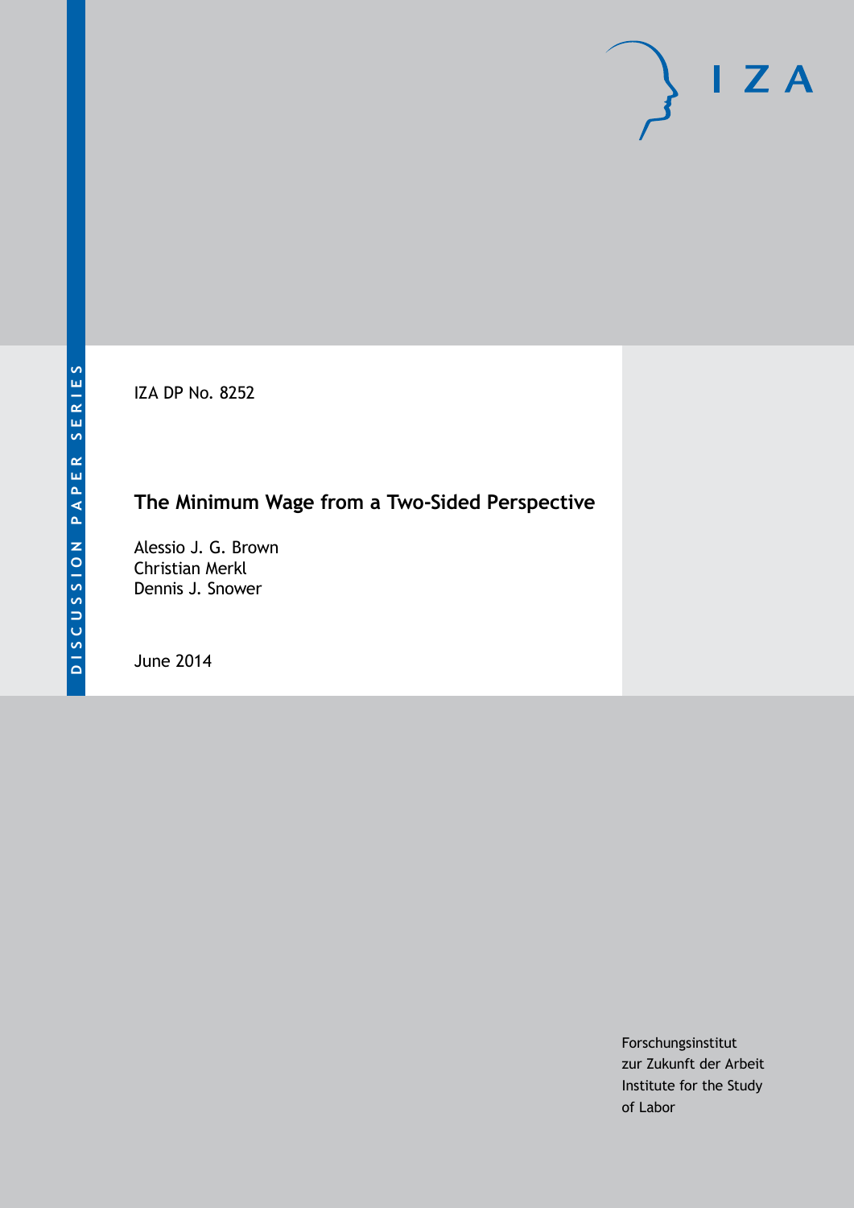DISCUSSION PAPER SERIES

IZA

IZA DP No. 8252

# The Minimum Wage from a Two-Sided Perspective

Alessio J. G. Brown
Christian Merkl
Dennis J. Snower

June 2014

Forschungsinstitut
zur Zukunft der Arbeit
Institute for the Study
of Labor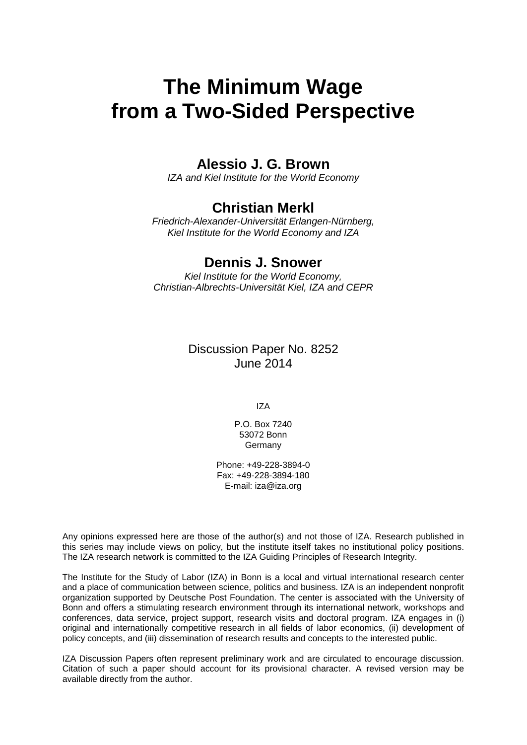# The Minimum Wage from a Two-Sided Perspective

## Alessio J. G. Brown

*IZA and Kiel Institute for the World Economy*

## Christian Merkl

*Friedrich-Alexander-Universität Erlangen-Nürnberg, Kiel Institute for the World Economy and IZA*

## Dennis J. Snower

*Kiel Institute for the World Economy, Christian-Albrechts-Universität Kiel, IZA and CEPR*

Discussion Paper No. 8252
June 2014

IZA

P.O. Box 7240
53072 Bonn
Germany

Phone: +49-228-3894-0
Fax: +49-228-3894-180
E-mail: iza@iza.org

Any opinions expressed here are those of the author(s) and not those of IZA. Research published in this series may include views on policy, but the institute itself takes no institutional policy positions. The IZA research network is committed to the IZA Guiding Principles of Research Integrity.

The Institute for the Study of Labor (IZA) in Bonn is a local and virtual international research center and a place of communication between science, politics and business. IZA is an independent nonprofit organization supported by Deutsche Post Foundation. The center is associated with the University of Bonn and offers a stimulating research environment through its international network, workshops and conferences, data service, project support, research visits and doctoral program. IZA engages in (i) original and internationally competitive research in all fields of labor economics, (ii) development of policy concepts, and (iii) dissemination of research results and concepts to the interested public.

IZA Discussion Papers often represent preliminary work and are circulated to encourage discussion. Citation of such a paper should account for its provisional character. A revised version may be available directly from the author.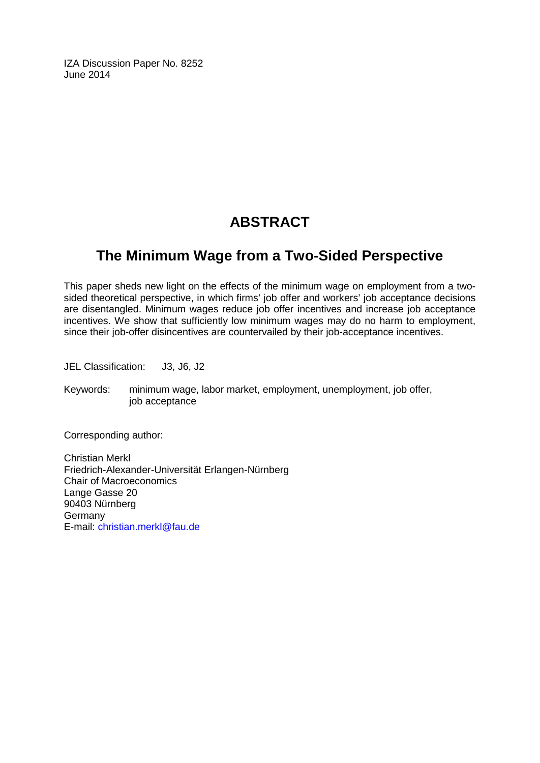IZA Discussion Paper No. 8252
June 2014

# ABSTRACT

## The Minimum Wage from a Two-Sided Perspective

This paper sheds new light on the effects of the minimum wage on employment from a two-sided theoretical perspective, in which firms' job offer and workers' job acceptance decisions are disentangled. Minimum wages reduce job offer incentives and increase job acceptance incentives. We show that sufficiently low minimum wages may do no harm to employment, since their job-offer disincentives are countervailed by their job-acceptance incentives.

JEL Classification: J3, J6, J2

Keywords: minimum wage, labor market, employment, unemployment, job offer, job acceptance

Corresponding author:

Christian Merkl
Friedrich-Alexander-Universität Erlangen-Nürnberg
Chair of Macroeconomics
Lange Gasse 20
90403 Nürnberg
Germany
E-mail: christian.merkl@fau.de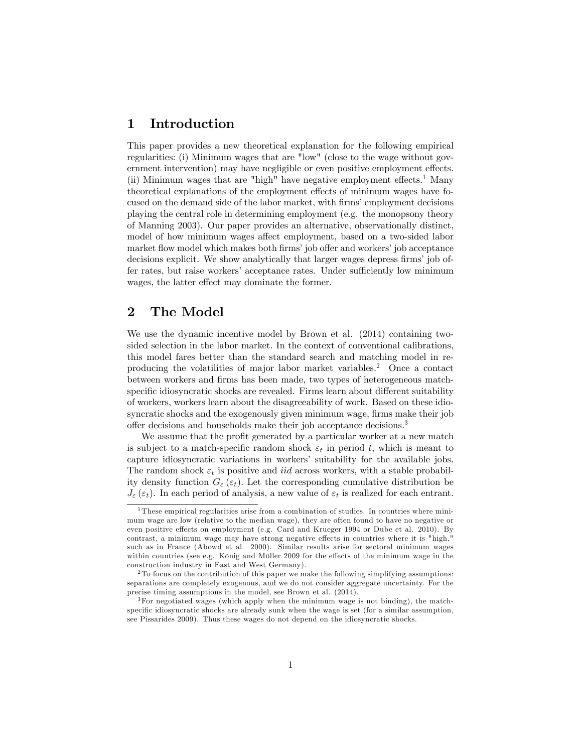# 1 Introduction

This paper provides a new theoretical explanation for the following empirical regularities: (i) Minimum wages that are "low" (close to the wage without government intervention) may have negligible or even positive employment effects. (ii) Minimum wages that are "high" have negative employment effects.[1] Many theoretical explanations of the employment effects of minimum wages have focused on the demand side of the labor market, with firms' employment decisions playing the central role in determining employment (e.g. the monopsony theory of Manning 2003). Our paper provides an alternative, observationally distinct, model of how minimum wages affect employment, based on a two-sided labor market flow model which makes both firms' job offer and workers' job acceptance decisions explicit. We show analytically that larger wages depress firms' job offer rates, but raise workers' acceptance rates. Under sufficiently low minimum wages, the latter effect may dominate the former.

# 2 The Model

We use the dynamic incentive model by Brown et al. (2014) containing two-sided selection in the labor market. In the context of conventional calibrations, this model fares better than the standard search and matching model in reproducing the volatilities of major labor market variables.[2] Once a contact between workers and firms has been made, two types of heterogeneous match-specific idiosyncratic shocks are revealed. Firms learn about different suitability of workers, workers learn about the disagreeability of work. Based on these idiosyncratic shocks and the exogenously given minimum wage, firms make their job offer decisions and households make their job acceptance decisions.[3]

We assume that the profit generated by a particular worker at a new match is subject to a match-specific random shock $\varepsilon_t$ in period $t$, which is meant to capture idiosyncratic variations in workers' suitability for the available jobs. The random shock $\varepsilon_t$ is positive and *iid* across workers, with a stable probability density function $G_\varepsilon(\varepsilon_t)$. Let the corresponding cumulative distribution be $J_\varepsilon(\varepsilon_t)$. In each period of analysis, a new value of $\varepsilon_t$ is realized for each entrant.

---

[1] These empirical regularities arise from a combination of studies. In countries where minimum wage are low (relative to the median wage), they are often found to have no negative or even positive effects on employment (e.g. Card and Krueger 1994 or Dube et al. 2010). By contrast, a minimum wage may have strong negative effects in countries where it is "high," such as in France (Abowd et al. 2000). Similar results arise for sectoral minimum wages within countries (see e.g. König and Möller 2009 for the effects of the minimum wage in the construction industry in East and West Germany).

[2] To focus on the contribution of this paper we make the following simplifying assumptions: separations are completely exogenous, and we do not consider aggregate uncertainty. For the precise timing assumptions in the model, see Brown et al. (2014).

[3] For negotiated wages (which apply when the minimum wage is not binding), the match-specific idiosyncratic shocks are already sunk when the wage is set (for a similar assumption, see Pissarides 2009). Thus these wages do not depend on the idiosyncratic shocks.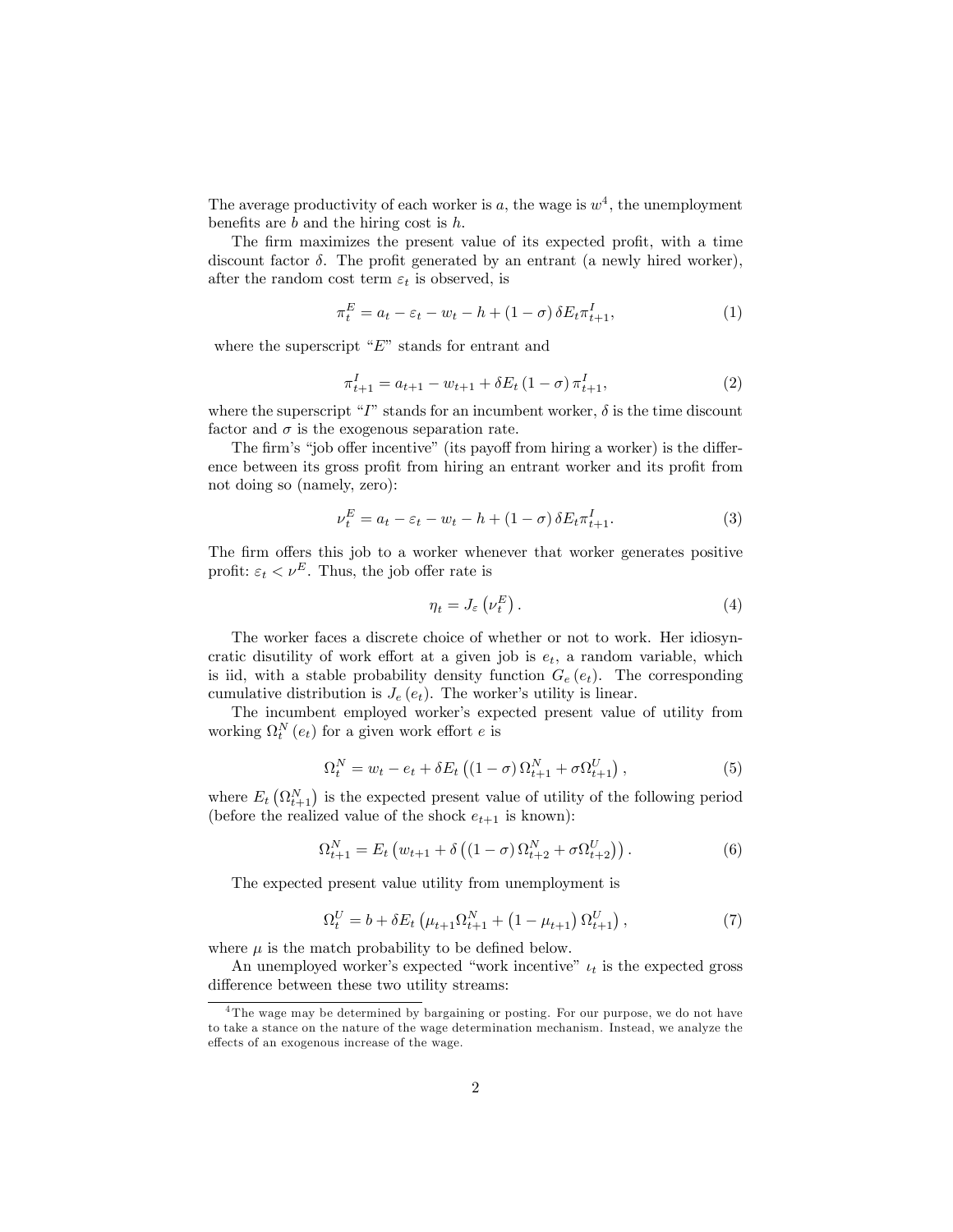The average productivity of each worker is $a$, the wage is $w$[4], the unemployment benefits are $b$ and the hiring cost is $h$.

The firm maximizes the present value of its expected profit, with a time discount factor $\delta$. The profit generated by an entrant (a newly hired worker), after the random cost term $\varepsilon_t$ is observed, is

$$\pi_t^E = a_t - \varepsilon_t - w_t - h + (1-\sigma)\,\delta E_t \pi_{t+1}^I, \tag{1}$$

where the superscript "$E$" stands for entrant and

$$\pi_{t+1}^I = a_{t+1} - w_{t+1} + \delta E_t (1-\sigma)\,\pi_{t+1}^I, \tag{2}$$

where the superscript "$I$" stands for an incumbent worker, $\delta$ is the time discount factor and $\sigma$ is the exogenous separation rate.

The firm's "job offer incentive" (its payoff from hiring a worker) is the difference between its gross profit from hiring an entrant worker and its profit from not doing so (namely, zero):

$$\nu_t^E = a_t - \varepsilon_t - w_t - h + (1-\sigma)\,\delta E_t \pi_{t+1}^I. \tag{3}$$

The firm offers this job to a worker whenever that worker generates positive profit: $\varepsilon_t < \nu^E$. Thus, the job offer rate is

$$\eta_t = J_\varepsilon\left(\nu_t^E\right). \tag{4}$$

The worker faces a discrete choice of whether or not to work. Her idiosyncratic disutility of work effort at a given job is $e_t$, a random variable, which is iid, with a stable probability density function $G_e(e_t)$. The corresponding cumulative distribution is $J_e(e_t)$. The worker's utility is linear.

The incumbent employed worker's expected present value of utility from working $\Omega_t^N(e_t)$ for a given work effort $e$ is

$$\Omega_t^N = w_t - e_t + \delta E_t\left((1-\sigma)\,\Omega_{t+1}^N + \sigma \Omega_{t+1}^U\right), \tag{5}$$

where $E_t\left(\Omega_{t+1}^N\right)$ is the expected present value of utility of the following period (before the realized value of the shock $e_{t+1}$ is known):

$$\Omega_{t+1}^N = E_t\left(w_{t+1} + \delta\left((1-\sigma)\,\Omega_{t+2}^N + \sigma \Omega_{t+2}^U\right)\right). \tag{6}$$

The expected present value utility from unemployment is

$$\Omega_t^U = b + \delta E_t\left(\mu_{t+1}\Omega_{t+1}^N + \left(1-\mu_{t+1}\right)\Omega_{t+1}^U\right), \tag{7}$$

where $\mu$ is the match probability to be defined below.

An unemployed worker's expected "work incentive" $\iota_t$ is the expected gross difference between these two utility streams:

[4] The wage may be determined by bargaining or posting. For our purpose, we do not have to take a stance on the nature of the wage determination mechanism. Instead, we analyze the effects of an exogenous increase of the wage.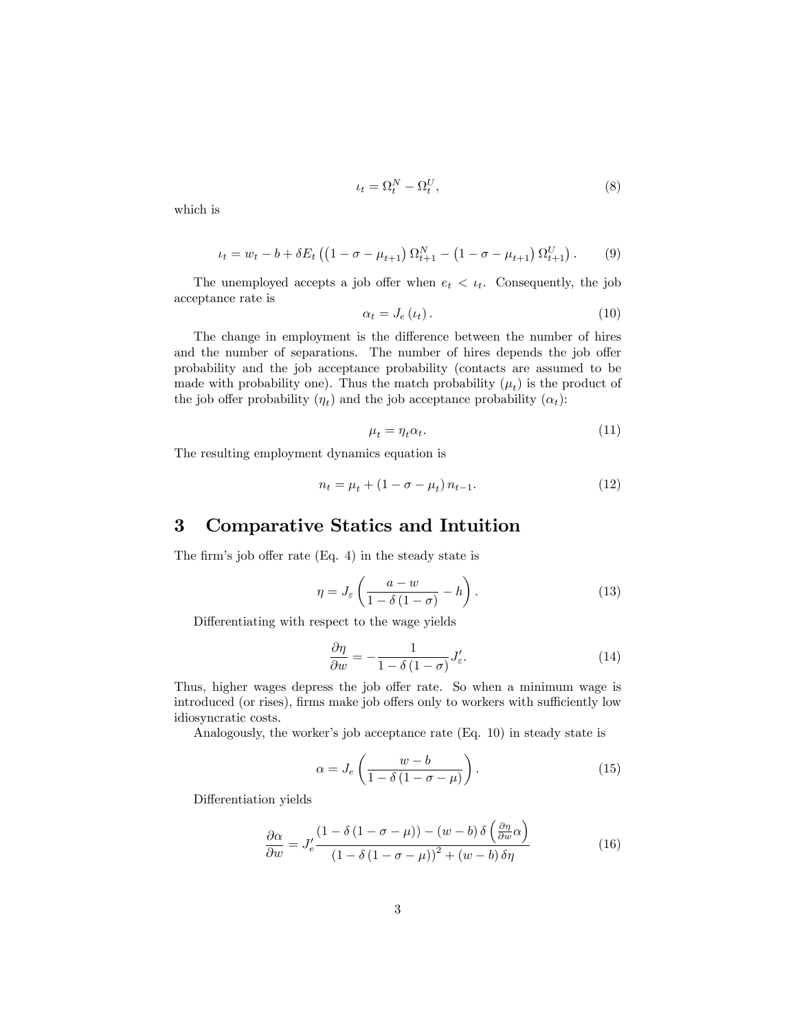$$\iota_t = \Omega_t^N - \Omega_t^U, \tag{8}$$

which is

$$\iota_t = w_t - b + \delta E_t \left( \left(1 - \sigma - \mu_{t+1}\right) \Omega_{t+1}^N - \left(1 - \sigma - \mu_{t+1}\right) \Omega_{t+1}^U \right). \tag{9}$$

The unemployed accepts a job offer when $e_t < \iota_t$. Consequently, the job acceptance rate is

$$\alpha_t = J_e\left(\iota_t\right). \tag{10}$$

The change in employment is the difference between the number of hires and the number of separations. The number of hires depends the job offer probability and the job acceptance probability (contacts are assumed to be made with probability one). Thus the match probability ($\mu_t$) is the product of the job offer probability ($\eta_t$) and the job acceptance probability ($\alpha_t$):

$$\mu_t = \eta_t \alpha_t. \tag{11}$$

The resulting employment dynamics equation is

$$n_t = \mu_t + \left(1 - \sigma - \mu_t\right) n_{t-1}. \tag{12}$$

# 3 Comparative Statics and Intuition

The firm's job offer rate (Eq. 4) in the steady state is

$$\eta = J_\varepsilon \left( \frac{a - w}{1 - \delta\left(1 - \sigma\right)} - h \right). \tag{13}$$

Differentiating with respect to the wage yields

$$\frac{\partial \eta}{\partial w} = -\frac{1}{1 - \delta\left(1 - \sigma\right)} J_\varepsilon'. \tag{14}$$

Thus, higher wages depress the job offer rate. So when a minimum wage is introduced (or rises), firms make job offers only to workers with sufficiently low idiosyncratic costs.

Analogously, the worker's job acceptance rate (Eq. 10) in steady state is

$$\alpha = J_e \left( \frac{w - b}{1 - \delta\left(1 - \sigma - \mu\right)} \right). \tag{15}$$

Differentiation yields

$$\frac{\partial \alpha}{\partial w} = J_e' \frac{\left(1 - \delta\left(1 - \sigma - \mu\right)\right) - \left(w - b\right) \delta \left( \frac{\partial \eta}{\partial w} \alpha \right)}{\left(1 - \delta\left(1 - \sigma - \mu\right)\right)^2 + \left(w - b\right) \delta \eta} \tag{16}$$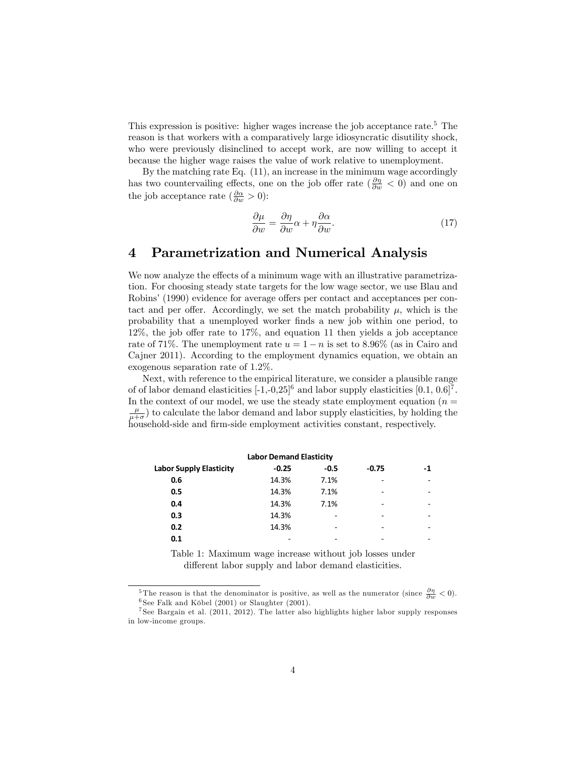This expression is positive: higher wages increase the job acceptance rate.[5] The reason is that workers with a comparatively large idiosyncratic disutility shock, who were previously disinclined to accept work, are now willing to accept it because the higher wage raises the value of work relative to unemployment.

By the matching rate Eq. (11), an increase in the minimum wage accordingly has two countervailing effects, one on the job offer rate ($\frac{\partial \eta}{\partial w} < 0$) and one on the job acceptance rate ($\frac{\partial \alpha}{\partial w} > 0$):

$$\frac{\partial \mu}{\partial w} = \frac{\partial \eta}{\partial w}\alpha + \eta \frac{\partial \alpha}{\partial w}. \tag{17}$$

# 4 Parametrization and Numerical Analysis

We now analyze the effects of a minimum wage with an illustrative parametrization. For choosing steady state targets for the low wage sector, we use Blau and Robins' (1990) evidence for average offers per contact and acceptances per contact and per offer. Accordingly, we set the match probability $\mu$, which is the probability that a unemployed worker finds a new job within one period, to 12%, the job offer rate to 17%, and equation 11 then yields a job acceptance rate of 71%. The unemployment rate $u = 1 - n$ is set to 8.96% (as in Cairo and Cajner 2011). According to the employment dynamics equation, we obtain an exogenous separation rate of 1.2%.

Next, with reference to the empirical literature, we consider a plausible range of of labor demand elasticities [-1,-0,25][6] and labor supply elasticities [0.1, 0.6][7]. In the context of our model, we use the steady state employment equation ($n = \frac{\mu}{\mu+\sigma}$) to calculate the labor demand and labor supply elasticities, by holding the household-side and firm-side employment activities constant, respectively.

| | **Labor Demand Elasticity** | | | |
|---|---|---|---|---|
| **Labor Supply Elasticity** | **-0.25** | **-0.5** | **-0.75** | **-1** |
| **0.6** | 14.3% | 7.1% | - | - |
| **0.5** | 14.3% | 7.1% | - | - |
| **0.4** | 14.3% | 7.1% | - | - |
| **0.3** | 14.3% | - | - | - |
| **0.2** | 14.3% | - | - | - |
| **0.1** | - | - | - | - |

Table 1: Maximum wage increase without job losses under different labor supply and labor demand elasticities.

---

[5] The reason is that the denominator is positive, as well as the numerator (since $\frac{\partial \eta}{\partial w} < 0$).

[6] See Falk and Köbel (2001) or Slaughter (2001).

[7] See Bargain et al. (2011, 2012). The latter also highlights higher labor supply responses in low-income groups.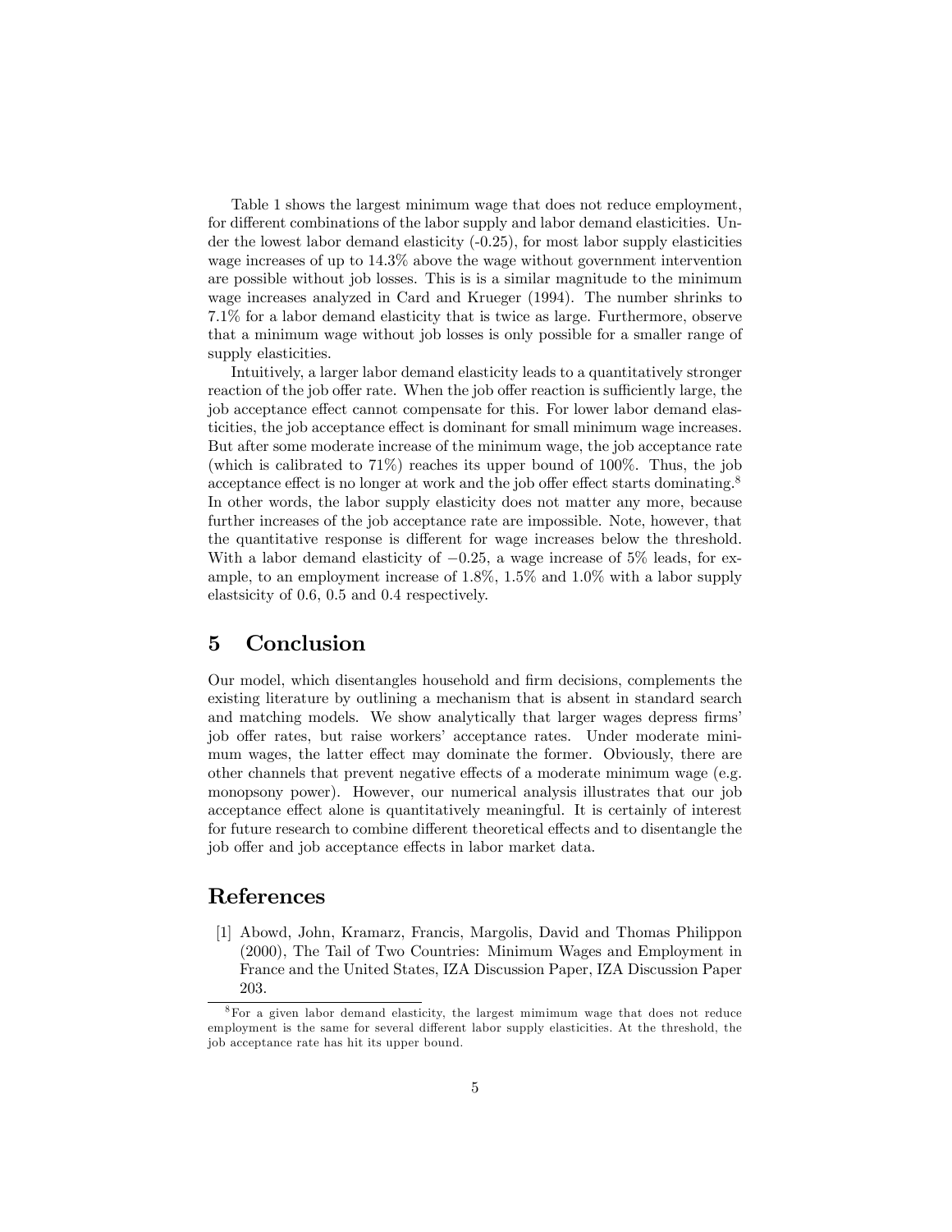Table 1 shows the largest minimum wage that does not reduce employment, for different combinations of the labor supply and labor demand elasticities. Under the lowest labor demand elasticity (-0.25), for most labor supply elasticities wage increases of up to 14.3% above the wage without government intervention are possible without job losses. This is is a similar magnitude to the minimum wage increases analyzed in Card and Krueger (1994). The number shrinks to 7.1% for a labor demand elasticity that is twice as large. Furthermore, observe that a minimum wage without job losses is only possible for a smaller range of supply elasticities.

Intuitively, a larger labor demand elasticity leads to a quantitatively stronger reaction of the job offer rate. When the job offer reaction is sufficiently large, the job acceptance effect cannot compensate for this. For lower labor demand elasticities, the job acceptance effect is dominant for small minimum wage increases. But after some moderate increase of the minimum wage, the job acceptance rate (which is calibrated to 71%) reaches its upper bound of 100%. Thus, the job acceptance effect is no longer at work and the job offer effect starts dominating.[8] In other words, the labor supply elasticity does not matter any more, because further increases of the job acceptance rate are impossible. Note, however, that the quantitative response is different for wage increases below the threshold. With a labor demand elasticity of $-0.25$, a wage increase of 5% leads, for example, to an employment increase of 1.8%, 1.5% and 1.0% with a labor supply elastsicity of 0.6, 0.5 and 0.4 respectively.

# 5 Conclusion

Our model, which disentangles household and firm decisions, complements the existing literature by outlining a mechanism that is absent in standard search and matching models. We show analytically that larger wages depress firms' job offer rates, but raise workers' acceptance rates. Under moderate minimum wages, the latter effect may dominate the former. Obviously, there are other channels that prevent negative effects of a moderate minimum wage (e.g. monopsony power). However, our numerical analysis illustrates that our job acceptance effect alone is quantitatively meaningful. It is certainly of interest for future research to combine different theoretical effects and to disentangle the job offer and job acceptance effects in labor market data.

# References

[1] Abowd, John, Kramarz, Francis, Margolis, David and Thomas Philippon (2000), The Tail of Two Countries: Minimum Wages and Employment in France and the United States, IZA Discussion Paper, IZA Discussion Paper 203.

[8] For a given labor demand elasticity, the largest mimimum wage that does not reduce employment is the same for several different labor supply elasticities. At the threshold, the job acceptance rate has hit its upper bound.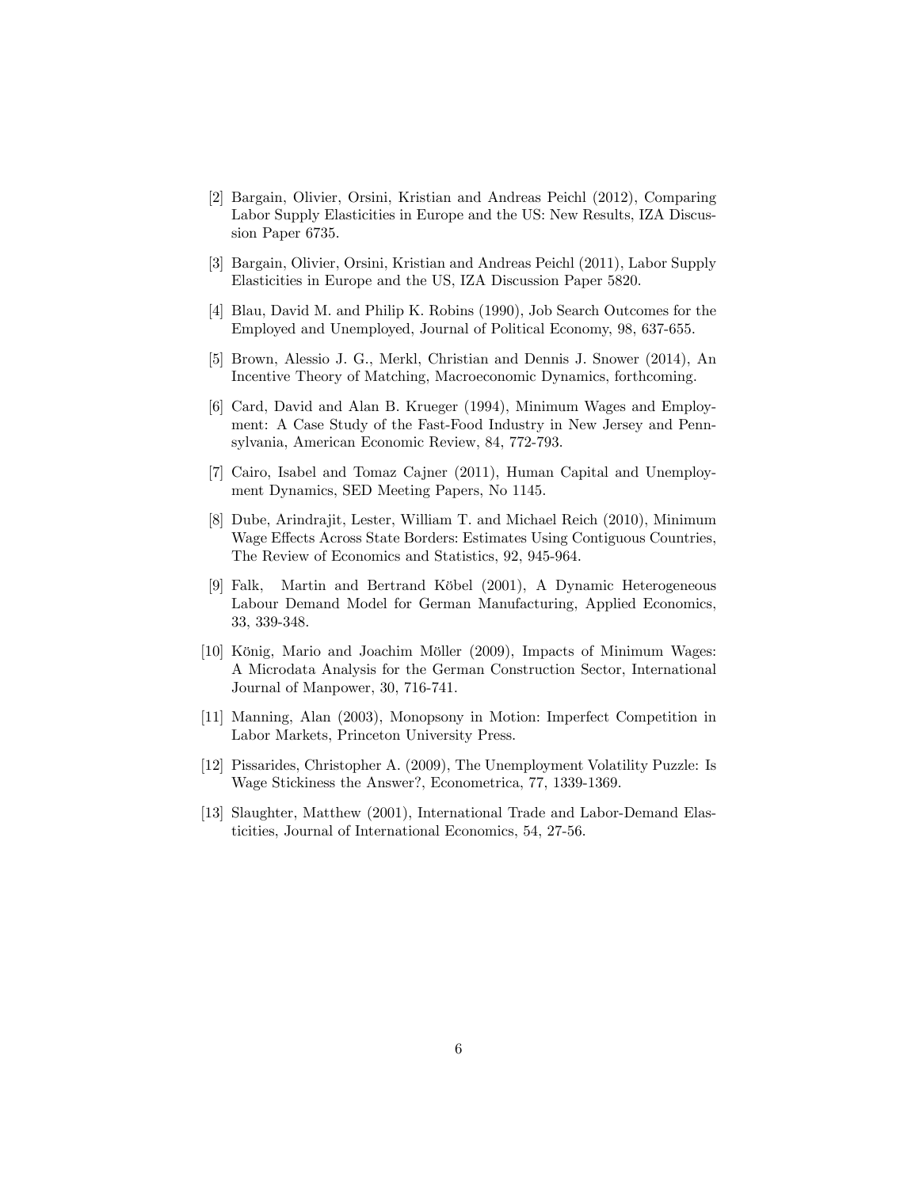[2] Bargain, Olivier, Orsini, Kristian and Andreas Peichl (2012), Comparing Labor Supply Elasticities in Europe and the US: New Results, IZA Discussion Paper 6735.

[3] Bargain, Olivier, Orsini, Kristian and Andreas Peichl (2011), Labor Supply Elasticities in Europe and the US, IZA Discussion Paper 5820.

[4] Blau, David M. and Philip K. Robins (1990), Job Search Outcomes for the Employed and Unemployed, Journal of Political Economy, 98, 637-655.

[5] Brown, Alessio J. G., Merkl, Christian and Dennis J. Snower (2014), An Incentive Theory of Matching, Macroeconomic Dynamics, forthcoming.

[6] Card, David and Alan B. Krueger (1994), Minimum Wages and Employment: A Case Study of the Fast-Food Industry in New Jersey and Pennsylvania, American Economic Review, 84, 772-793.

[7] Cairo, Isabel and Tomaz Cajner (2011), Human Capital and Unemployment Dynamics, SED Meeting Papers, No 1145.

[8] Dube, Arindrajit, Lester, William T. and Michael Reich (2010), Minimum Wage Effects Across State Borders: Estimates Using Contiguous Countries, The Review of Economics and Statistics, 92, 945-964.

[9] Falk, Martin and Bertrand Köbel (2001), A Dynamic Heterogeneous Labour Demand Model for German Manufacturing, Applied Economics, 33, 339-348.

[10] König, Mario and Joachim Möller (2009), Impacts of Minimum Wages: A Microdata Analysis for the German Construction Sector, International Journal of Manpower, 30, 716-741.

[11] Manning, Alan (2003), Monopsony in Motion: Imperfect Competition in Labor Markets, Princeton University Press.

[12] Pissarides, Christopher A. (2009), The Unemployment Volatility Puzzle: Is Wage Stickiness the Answer?, Econometrica, 77, 1339-1369.

[13] Slaughter, Matthew (2001), International Trade and Labor-Demand Elasticities, Journal of International Economics, 54, 27-56.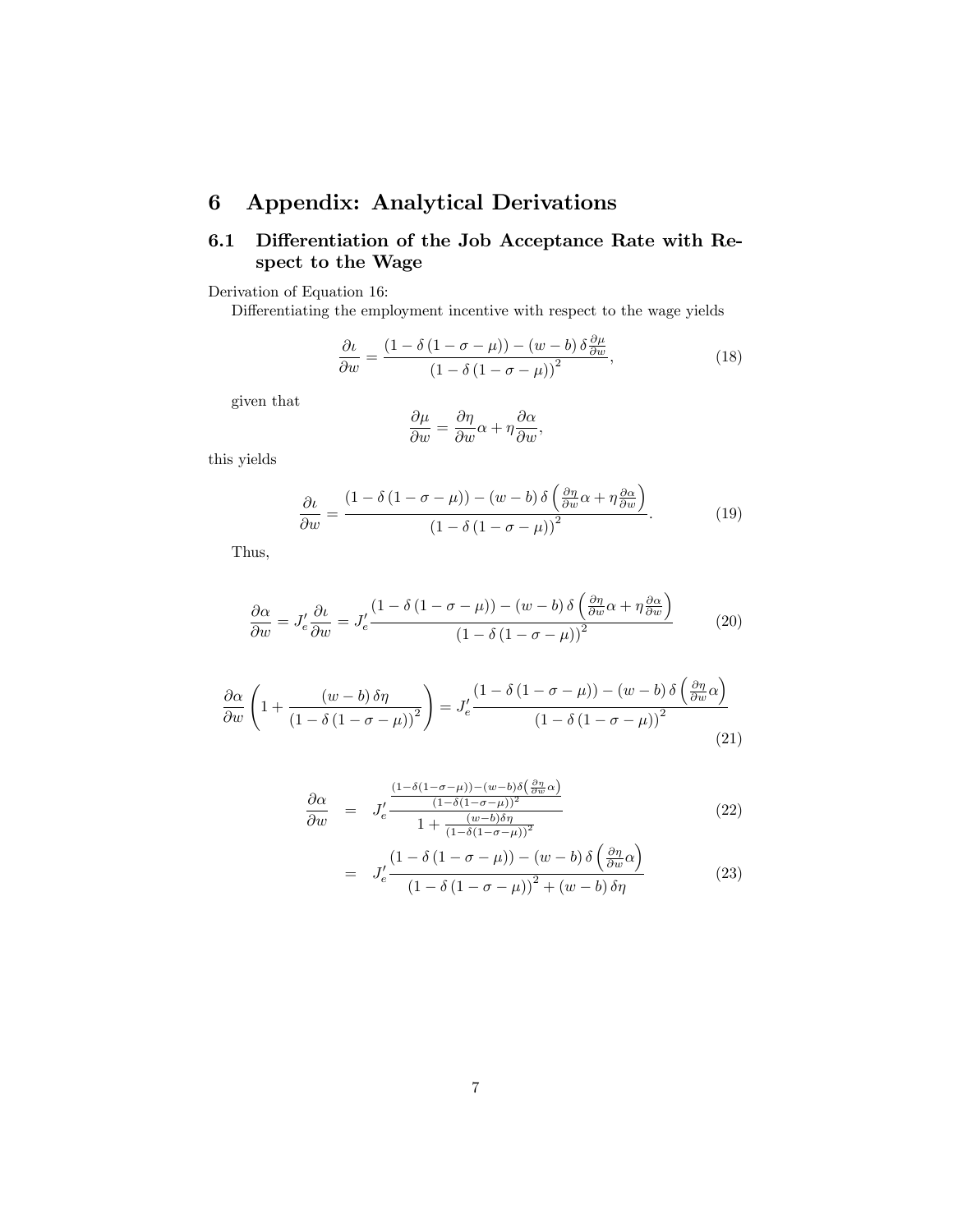# 6 Appendix: Analytical Derivations

## 6.1 Differentiation of the Job Acceptance Rate with Respect to the Wage

Derivation of Equation 16:

Differentiating the employment incentive with respect to the wage yields

$$\frac{\partial \iota}{\partial w} = \frac{(1-\delta(1-\sigma-\mu)) - (w-b)\,\delta \frac{\partial \mu}{\partial w}}{(1-\delta(1-\sigma-\mu))^2}, \tag{18}$$

given that

$$\frac{\partial \mu}{\partial w} = \frac{\partial \eta}{\partial w}\alpha + \eta \frac{\partial \alpha}{\partial w},$$

this yields

$$\frac{\partial \iota}{\partial w} = \frac{(1-\delta(1-\sigma-\mu)) - (w-b)\,\delta\left(\frac{\partial \eta}{\partial w}\alpha + \eta \frac{\partial \alpha}{\partial w}\right)}{(1-\delta(1-\sigma-\mu))^2}. \tag{19}$$

Thus,

$$\frac{\partial \alpha}{\partial w} = J_e' \frac{\partial \iota}{\partial w} = J_e' \frac{(1-\delta(1-\sigma-\mu)) - (w-b)\,\delta\left(\frac{\partial \eta}{\partial w}\alpha + \eta \frac{\partial \alpha}{\partial w}\right)}{(1-\delta(1-\sigma-\mu))^2} \tag{20}$$

$$\frac{\partial \alpha}{\partial w}\left(1 + \frac{(w-b)\,\delta\eta}{(1-\delta(1-\sigma-\mu))^2}\right) = J_e' \frac{(1-\delta(1-\sigma-\mu)) - (w-b)\,\delta\left(\frac{\partial \eta}{\partial w}\alpha\right)}{(1-\delta(1-\sigma-\mu))^2} \tag{21}$$

$$\begin{aligned}
\frac{\partial \alpha}{\partial w} &= J_e' \frac{\frac{(1-\delta(1-\sigma-\mu)) - (w-b)\delta\left(\frac{\partial \eta}{\partial w}\alpha\right)}{(1-\delta(1-\sigma-\mu))^2}}{1 + \frac{(w-b)\delta\eta}{(1-\delta(1-\sigma-\mu))^2}} & (22) \\
&= J_e' \frac{(1-\delta(1-\sigma-\mu)) - (w-b)\,\delta\left(\frac{\partial \eta}{\partial w}\alpha\right)}{(1-\delta(1-\sigma-\mu))^2 + (w-b)\,\delta\eta} & (23)
\end{aligned}$$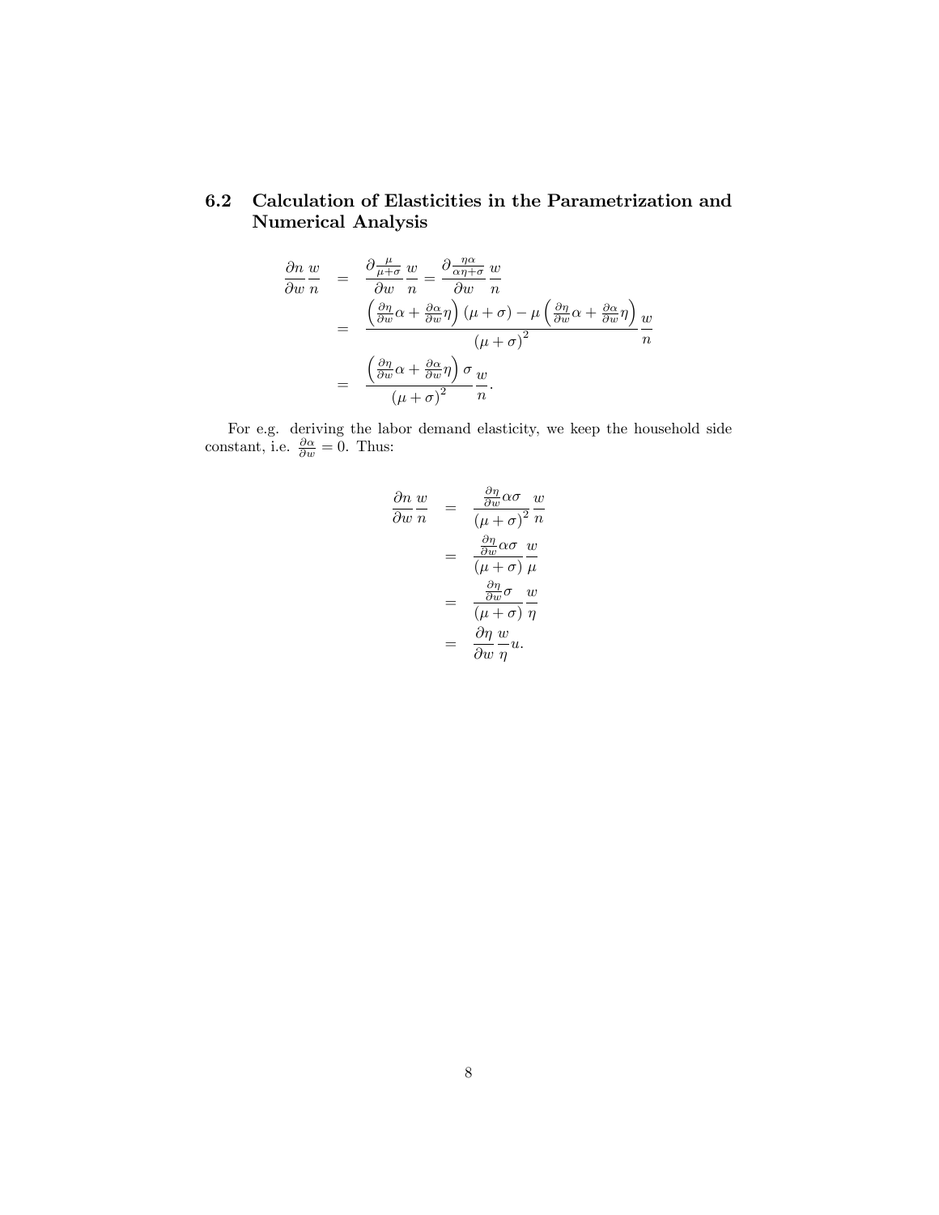### 6.2 Calculation of Elasticities in the Parametrization and Numerical Analysis

$$
\begin{aligned}
\frac{\partial n}{\partial w}\frac{w}{n} &= \frac{\partial \frac{\mu}{\mu+\sigma}}{\partial w}\frac{w}{n} = \frac{\partial \frac{\eta\alpha}{\alpha\eta+\sigma}}{\partial w}\frac{w}{n} \\
&= \frac{\left(\frac{\partial \eta}{\partial w}\alpha + \frac{\partial \alpha}{\partial w}\eta\right)(\mu+\sigma) - \mu\left(\frac{\partial \eta}{\partial w}\alpha + \frac{\partial \alpha}{\partial w}\eta\right)}{(\mu+\sigma)^2}\frac{w}{n} \\
&= \frac{\left(\frac{\partial \eta}{\partial w}\alpha + \frac{\partial \alpha}{\partial w}\eta\right)\sigma}{(\mu+\sigma)^2}\frac{w}{n}.
\end{aligned}
$$

For e.g. deriving the labor demand elasticity, we keep the household side constant, i.e. $\frac{\partial \alpha}{\partial w} = 0$. Thus:

$$
\begin{aligned}
\frac{\partial n}{\partial w}\frac{w}{n} &= \frac{\frac{\partial \eta}{\partial w}\alpha\sigma}{(\mu+\sigma)^2}\frac{w}{n} \\
&= \frac{\frac{\partial \eta}{\partial w}\alpha\sigma}{(\mu+\sigma)}\frac{w}{\mu} \\
&= \frac{\frac{\partial \eta}{\partial w}\sigma}{(\mu+\sigma)}\frac{w}{\eta} \\
&= \frac{\partial \eta}{\partial w}\frac{w}{\eta}u.
\end{aligned}
$$